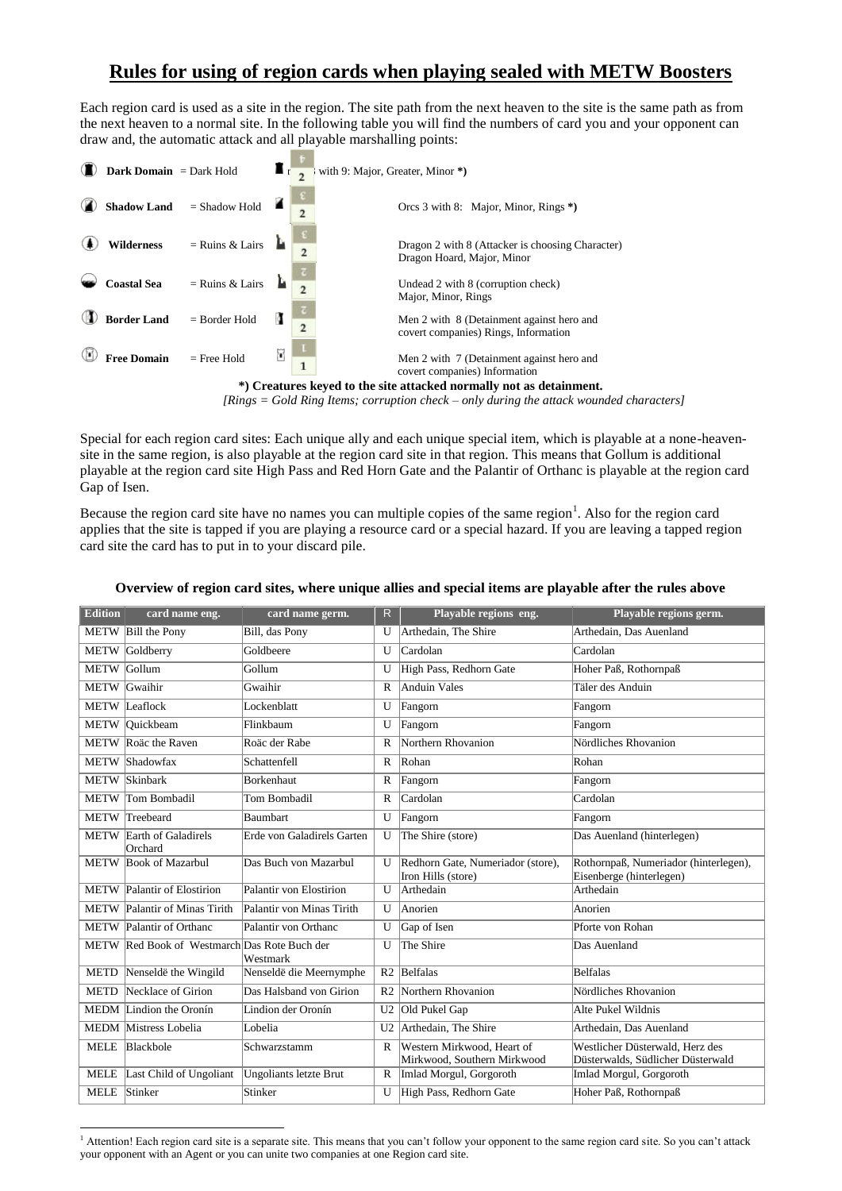# Rules for using of region cards when playing sealed with METW Boosters

Each region card is used as a site in the region. The site path from the next heaven to the site is the same path as from the next heaven to a normal site. In the following table you will find the numbers of card you and your opponent can draw and, the automatic attack and all playable marshalling points:

| Region | Site type | Draw | Automatic attack / playable |
|---|---|---|---|
| **Dark Domain** | = Dark Hold | 2 | ... with 9: Major, Greater, Minor **\*)** |
| **Shadow Land** | = Shadow Hold | 2 | Orcs 3 with 8: Major, Minor, Rings **\*)** |
| **Wilderness** | = Ruins & Lairs | 2 | Dragon 2 with 8 (Attacker is choosing Character) Dragon Hoard, Major, Minor |
| **Coastal Sea** | = Ruins & Lairs | 2 | Undead 2 with 8 (corruption check) Major, Minor, Rings |
| **Border Land** | = Border Hold | 2 | Men 2 with 8 (Detainment against hero and covert companies) Rings, Information |
| **Free Domain** | = Free Hold | 1 | Men 2 with 7 (Detainment against hero and covert companies) Information |

**\*) Creatures keyed to the site attacked normally not as detainment.**

*[Rings = Gold Ring Items; corruption check – only during the attack wounded characters]*

Special for each region card sites: Each unique ally and each unique special item, which is playable at a none-heaven-site in the same region, is also playable at the region card site in that region. This means that Gollum is additional playable at the region card site High Pass and Red Horn Gate and the Palantir of Orthanc is playable at the region card Gap of Isen.

Because the region card site have no names you can multiple copies of the same region[1]. Also for the region card applies that the site is tapped if you are playing a resource card or a special hazard. If you are leaving a tapped region card site the card has to put in to your discard pile.

**Overview of region card sites, where unique allies and special items are playable after the rules above**

| Edition | card name eng. | card name germ. | R | Playable regions eng. | Playable regions germ. |
|---|---|---|---|---|---|
| METW | Bill the Pony | Bill, das Pony | U | Arthedain, The Shire | Arthedain, Das Auenland |
| METW | Goldberry | Goldbeere | U | Cardolan | Cardolan |
| METW | Gollum | Gollum | U | High Pass, Redhorn Gate | Hoher Paß, Rothornpaß |
| METW | Gwaihir | Gwaihir | R | Anduin Vales | Täler des Anduin |
| METW | Leaflock | Lockenblatt | U | Fangorn | Fangorn |
| METW | Quickbeam | Flinkbaum | U | Fangorn | Fangorn |
| METW | Roäc the Raven | Roäc der Rabe | R | Northern Rhovanion | Nördliches Rhovanion |
| METW | Shadowfax | Schattenfell | R | Rohan | Rohan |
| METW | Skinbark | Borkenhaut | R | Fangorn | Fangorn |
| METW | Tom Bombadil | Tom Bombadil | R | Cardolan | Cardolan |
| METW | Treebeard | Baumbart | U | Fangorn | Fangorn |
| METW | Earth of Galadirels Orchard | Erde von Galadirels Garten | U | The Shire (store) | Das Auenland (hinterlegen) |
| METW | Book of Mazarbul | Das Buch von Mazarbul | U | Redhorn Gate, Numeriador (store), Iron Hills (store) | Rothornpaß, Numeriador (hinterlegen), Eisenberge (hinterlegen) |
| METW | Palantir of Elostirion | Palantir von Elostirion | U | Arthedain | Arthedain |
| METW | Palantir of Minas Tirith | Palantir von Minas Tirith | U | Anorien | Anorien |
| METW | Palantir of Orthanc | Palantir von Orthanc | U | Gap of Isen | Pforte von Rohan |
| METW | Red Book of Westmarch | Das Rote Buch der Westmark | U | The Shire | Das Auenland |
| METD | Nenseldë the Wingild | Nenseldë die Meernymphe | R2 | Belfalas | Belfalas |
| METD | Necklace of Girion | Das Halsband von Girion | R2 | Northern Rhovanion | Nördliches Rhovanion |
| MEDM | Lindion the Oronín | Lindion der Oronín | U2 | Old Pukel Gap | Alte Pukel Wildnis |
| MEDM | Mistress Lobelia | Lobelia | U2 | Arthedain, The Shire | Arthedain, Das Auenland |
| MELE | Blackbole | Schwarzstamm | R | Western Mirkwood, Heart of Mirkwood, Southern Mirkwood | Westlicher Düsterwald, Herz des Düsterwalds, Südlicher Düsterwald |
| MELE | Last Child of Ungoliant | Ungoliants letzte Brut | R | Imlad Morgul, Gorgoroth | Imlad Morgul, Gorgoroth |
| MELE | Stinker | Stinker | U | High Pass, Redhorn Gate | Hoher Paß, Rothornpaß |

[1] Attention! Each region card site is a separate site. This means that you can't follow your opponent to the same region card site. So you can't attack your opponent with an Agent or you can unite two companies at one Region card site.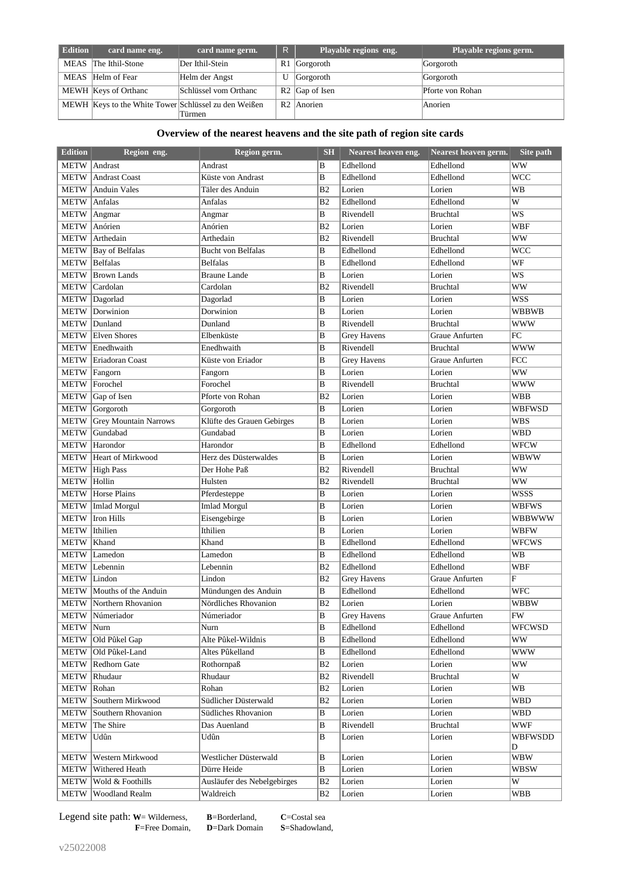| Edition | card name eng. | card name germ. | R | Playable regions eng. | Playable regions germ. |
|---|---|---|---|---|---|
| MEAS | The Ithil-Stone | Der Ithil-Stein | R1 | Gorgoroth | Gorgoroth |
| MEAS | Helm of Fear | Helm der Angst | U | Gorgoroth | Gorgoroth |
| MEWH | Keys of Orthanc | Schlüssel vom Orthanc | R2 | Gap of Isen | Pforte von Rohan |
| MEWH | Keys to the White Tower | Schlüssel zu den Weißen Türmen | R2 | Anorien | Anorien |

## Overview of the nearest heavens and the site path of region site cards

| Edition | Region eng. | Region germ. | SH | Nearest heaven eng. | Nearest heaven germ. | Site path |
|---|---|---|---|---|---|---|
| METW | Andrast | Andrast | B | Edhellond | Edhellond | WW |
| METW | Andrast Coast | Küste von Andrast | B | Edhellond | Edhellond | WCC |
| METW | Anduin Vales | Täler des Anduin | B2 | Lorien | Lorien | WB |
| METW | Anfalas | Anfalas | B2 | Edhellond | Edhellond | W |
| METW | Angmar | Angmar | B | Rivendell | Bruchtal | WS |
| METW | Anórien | Anórien | B2 | Lorien | Lorien | WBF |
| METW | Arthedain | Arthedain | B2 | Rivendell | Bruchtal | WW |
| METW | Bay of Belfalas | Bucht von Belfalas | B | Edhellond | Edhellond | WCC |
| METW | Belfalas | Belfalas | B | Edhellond | Edhellond | WF |
| METW | Brown Lands | Braune Lande | B | Lorien | Lorien | WS |
| METW | Cardolan | Cardolan | B2 | Rivendell | Bruchtal | WW |
| METW | Dagorlad | Dagorlad | B | Lorien | Lorien | WSS |
| METW | Dorwinion | Dorwinion | B | Lorien | Lorien | WBBWB |
| METW | Dunland | Dunland | B | Rivendell | Bruchtal | WWW |
| METW | Elven Shores | Elbenküste | B | Grey Havens | Graue Anfurten | FC |
| METW | Enedhwaith | Enedhwaith | B | Rivendell | Bruchtal | WWW |
| METW | Eriadoran Coast | Küste von Eriador | B | Grey Havens | Graue Anfurten | FCC |
| METW | Fangorn | Fangorn | B | Lorien | Lorien | WW |
| METW | Forochel | Forochel | B | Rivendell | Bruchtal | WWW |
| METW | Gap of Isen | Pforte von Rohan | B2 | Lorien | Lorien | WBB |
| METW | Gorgoroth | Gorgoroth | B | Lorien | Lorien | WBFWSD |
| METW | Grey Mountain Narrows | Klüfte des Grauen Gebirges | B | Lorien | Lorien | WBS |
| METW | Gundabad | Gundabad | B | Lorien | Lorien | WBD |
| METW | Harondor | Harondor | B | Edhellond | Edhellond | WFCW |
| METW | Heart of Mirkwood | Herz des Düsterwaldes | B | Lorien | Lorien | WBWW |
| METW | High Pass | Der Hohe Paß | B2 | Rivendell | Bruchtal | WW |
| METW | Hollin | Hulsten | B2 | Rivendell | Bruchtal | WW |
| METW | Horse Plains | Pferdesteppe | B | Lorien | Lorien | WSSS |
| METW | Imlad Morgul | Imlad Morgul | B | Lorien | Lorien | WBFWS |
| METW | Iron Hills | Eisengebirge | B | Lorien | Lorien | WBBWWW |
| METW | Ithilien | Ithilien | B | Lorien | Lorien | WBFW |
| METW | Khand | Khand | B | Edhellond | Edhellond | WFCWS |
| METW | Lamedon | Lamedon | B | Edhellond | Edhellond | WB |
| METW | Lebennin | Lebennin | B2 | Edhellond | Edhellond | WBF |
| METW | Lindon | Lindon | B2 | Grey Havens | Graue Anfurten | F |
| METW | Mouths of the Anduin | Mündungen des Anduin | B | Edhellond | Edhellond | WFC |
| METW | Northern Rhovanion | Nördliches Rhovanion | B2 | Lorien | Lorien | WBBW |
| METW | Númeriador | Númeriador | B | Grey Havens | Graue Anfurten | FW |
| METW | Nurn | Nurn | B | Edhellond | Edhellond | WFCWSD |
| METW | Old Pûkel Gap | Alte Pûkel-Wildnis | B | Edhellond | Edhellond | WW |
| METW | Old Pûkel-Land | Altes Pûkelland | B | Edhellond | Edhellond | WWW |
| METW | Redhorn Gate | Rothornpaß | B2 | Lorien | Lorien | WW |
| METW | Rhudaur | Rhudaur | B2 | Rivendell | Bruchtal | W |
| METW | Rohan | Rohan | B2 | Lorien | Lorien | WB |
| METW | Southern Mirkwood | Südlicher Düsterwald | B2 | Lorien | Lorien | WBD |
| METW | Southern Rhovanion | Südliches Rhovanion | B | Lorien | Lorien | WBD |
| METW | The Shire | Das Auenland | B | Rivendell | Bruchtal | WWF |
| METW | Udûn | Udûn | B | Lorien | Lorien | WBFWSDD |
| METW | Western Mirkwood | Westlicher Düsterwald | B | Lorien | Lorien | WBW |
| METW | Withered Heath | Dürre Heide | B | Lorien | Lorien | WBSW |
| METW | Wold & Foothills | Ausläufer des Nebelgebirges | B2 | Lorien | Lorien | W |
| METW | Woodland Realm | Waldreich | B2 | Lorien | Lorien | WBB |

Legend site path: **W**= Wilderness, **B**=Borderland, **C**=Costal sea
**F**=Free Domain, **D**=Dark Domain **S**=Shadowland,

v25022008